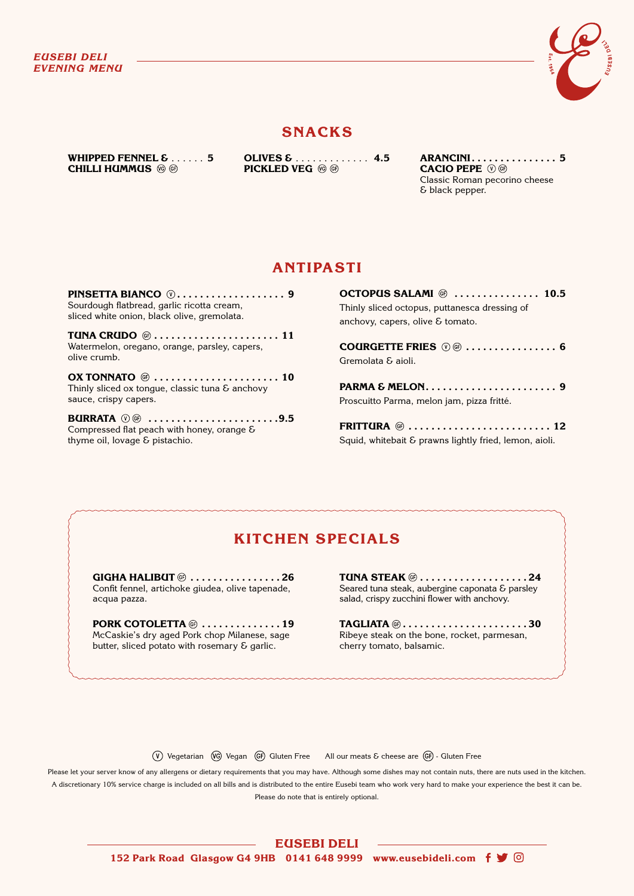*EUSEBI DELI*
*EVENING MENU*

## SNACKS

**WHIPPED FENNEL & CHILLI HUMMUS** (VG) (GF) ...... 5

**OLIVES & PICKLED VEG** (VG) (GF) ............. 4.5

**ARANCINI CACIO PEPE** (V) (GF) ............... 5
Classic Roman pecorino cheese & black pepper.

## ANTIPASTI

**PINSETTA BIANCO** (V) ................... 9
Sourdough flatbread, garlic ricotta cream, sliced white onion, black olive, gremolata.

**TUNA CRUDO** (GF) ...................... 11
Watermelon, oregano, orange, parsley, capers, olive crumb.

**OX TONNATO** (GF) ...................... 10
Thinly sliced ox tongue, classic tuna & anchovy sauce, crispy capers.

**BURRATA** (V) (GF) .......................9.5
Compressed flat peach with honey, orange & thyme oil, lovage & pistachio.

**OCTOPUS SALAMI** (GF) ............... 10.5
Thinly sliced octopus, puttanesca dressing of anchovy, capers, olive & tomato.

**COURGETTE FRIES** (V) (GF) ................ 6
Gremolata & aioli.

**PARMA & MELON**....................... 9
Proscuitto Parma, melon jam, pizza fritté.

**FRITTURA** (GF) ......................... 12
Squid, whitebait & prawns lightly fried, lemon, aioli.

## KITCHEN SPECIALS

**GIGHA HALIBUT** (GF) ................26
Confit fennel, artichoke giudea, olive tapenade, acqua pazza.

**PORK COTOLETTA** (GF) ..............19
McCaskie's dry aged Pork chop Milanese, sage butter, sliced potato with rosemary & garlic.

**TUNA STEAK** (GF) ...................24
Seared tuna steak, aubergine caponata & parsley salad, crispy zucchini flower with anchovy.

**TAGLIATA** (GF)......................30
Ribeye steak on the bone, rocket, parmesan, cherry tomato, balsamic.

(V) Vegetarian (VG) Vegan (GF) Gluten Free All our meats & cheese are (GF) - Gluten Free

Please let your server know of any allergens or dietary requirements that you may have. Although some dishes may not contain nuts, there are nuts used in the kitchen.
A discretionary 10% service charge is included on all bills and is distributed to the entire Eusebi team who work very hard to make your experience the best it can be.
Please do note that is entirely optional.

**EUSEBI DELI**
**152 Park Road Glasgow G4 9HB 0141 648 9999 www.eusebideli.com**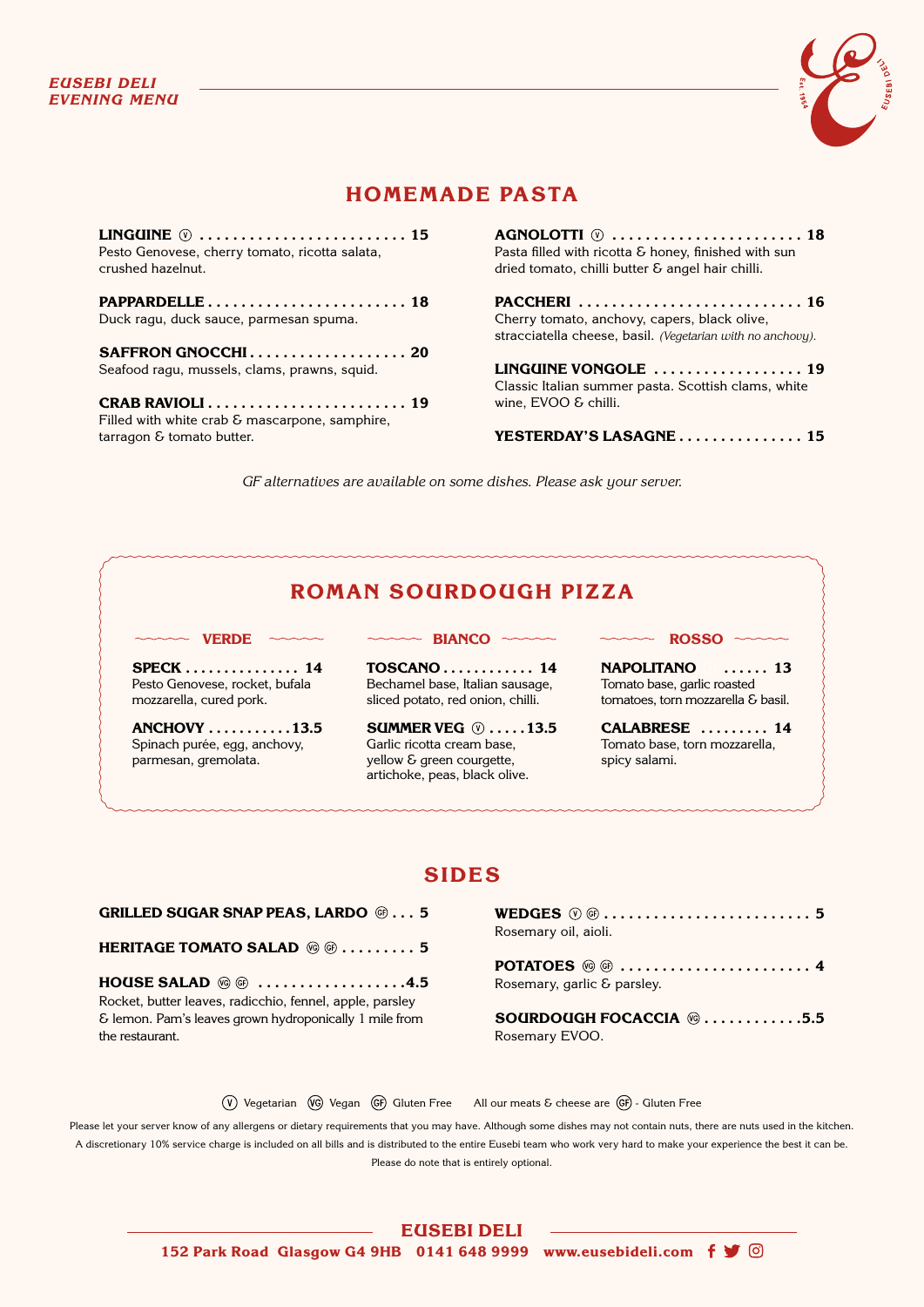*EUSEBI DELI*
*EVENING MENU*

## HOMEMADE PASTA

**LINGUINE** (V) ......................... **15**
Pesto Genovese, cherry tomato, ricotta salata, crushed hazelnut.

**PAPPARDELLE** ......................... **18**
Duck ragu, duck sauce, parmesan spuma.

**SAFFRON GNOCCHI** ................... **20**
Seafood ragu, mussels, clams, prawns, squid.

**CRAB RAVIOLI** ......................... **19**
Filled with white crab & mascarpone, samphire, tarragon & tomato butter.

**AGNOLOTTI** (V) ....................... **18**
Pasta filled with ricotta & honey, finished with sun dried tomato, chilli butter & angel hair chilli.

**PACCHERI** ........................... **16**
Cherry tomato, anchovy, capers, black olive, stracciatella cheese, basil. *(Vegetarian with no anchovy).*

**LINGUINE VONGOLE** .................. **19**
Classic Italian summer pasta. Scottish clams, white wine, EVOO & chilli.

**YESTERDAY'S LASAGNE** ............... **15**

*GF alternatives are available on some dishes. Please ask your server.*

## ROMAN SOURDOUGH PIZZA

### VERDE

**SPECK** ............... **14**
Pesto Genovese, rocket, bufala mozzarella, cured pork.

**ANCHOVY** ...........**13.5**
Spinach purée, egg, anchovy, parmesan, gremolata.

### BIANCO

**TOSCANO** ............ **14**
Bechamel base, Italian sausage, sliced potato, red onion, chilli.

**SUMMER VEG** (V) .....**13.5**
Garlic ricotta cream base, yellow & green courgette, artichoke, peas, black olive.

### ROSSO

**NAPOLITANO** ...... **13**
Tomato base, garlic roasted tomatoes, torn mozzarella & basil.

**CALABRESE** ......... **14**
Tomato base, torn mozzarella, spicy salami.

## SIDES

**GRILLED SUGAR SNAP PEAS, LARDO** (GF) . . . **5**

**HERITAGE TOMATO SALAD** (VG) (GF) ......... **5**

**HOUSE SALAD** (VG) (GF) ..................**4.5**
Rocket, butter leaves, radicchio, fennel, apple, parsley & lemon. Pam's leaves grown hydroponically 1 mile from the restaurant.

**WEDGES** (V) (GF) ......................... **5**
Rosemary oil, aioli.

**POTATOES** (VG) (GF) ....................... **4**
Rosemary, garlic & parsley.

**SOURDOUGH FOCACCIA** (VG) ............**5.5**
Rosemary EVOO.

(V) Vegetarian (VG) Vegan (GF) Gluten Free All our meats & cheese are (GF) - Gluten Free

Please let your server know of any allergens or dietary requirements that you may have. Although some dishes may not contain nuts, there are nuts used in the kitchen.
A discretionary 10% service charge is included on all bills and is distributed to the entire Eusebi team who work very hard to make your experience the best it can be.
Please do note that is entirely optional.

**EUSEBI DELI**
**152 Park Road Glasgow G4 9HB 0141 648 9999 www.eusebideli.com**